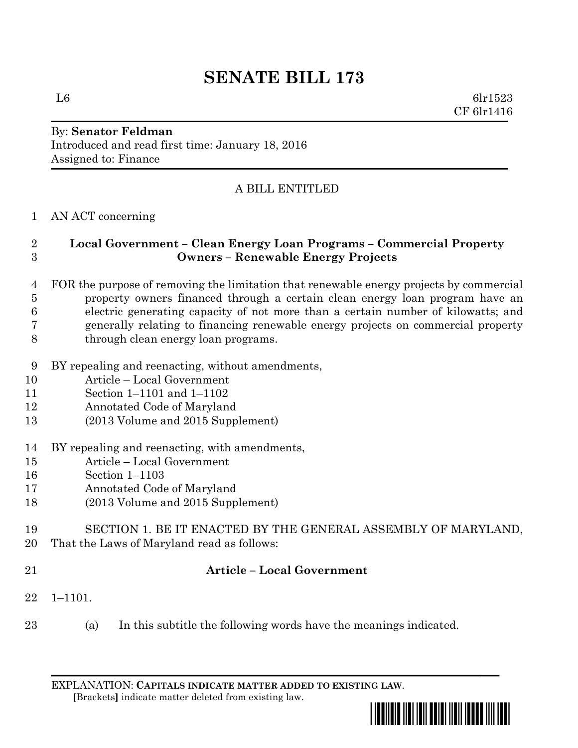# SENATE BILL 173

L6 6lr1523
CF 6lr1416

By: **Senator Feldman**
Introduced and read first time: January 18, 2016
Assigned to: Finance

A BILL ENTITLED

1 AN ACT concerning

2 **Local Government – Clean Energy Loan Programs – Commercial Property**
3 **Owners – Renewable Energy Projects**

4 FOR the purpose of removing the limitation that renewable energy projects by commercial
5 property owners financed through a certain clean energy loan program have an
6 electric generating capacity of not more than a certain number of kilowatts; and
7 generally relating to financing renewable energy projects on commercial property
8 through clean energy loan programs.

9 BY repealing and reenacting, without amendments,
10 Article – Local Government
11 Section 1–1101 and 1–1102
12 Annotated Code of Maryland
13 (2013 Volume and 2015 Supplement)

14 BY repealing and reenacting, with amendments,
15 Article – Local Government
16 Section 1–1103
17 Annotated Code of Maryland
18 (2013 Volume and 2015 Supplement)

19 SECTION 1. BE IT ENACTED BY THE GENERAL ASSEMBLY OF MARYLAND,
20 That the Laws of Maryland read as follows:

21 **Article – Local Government**

22 1–1101.

23 (a) In this subtitle the following words have the meanings indicated.

EXPLANATION: **CAPITALS INDICATE MATTER ADDED TO EXISTING LAW**.
**[**Brackets**]** indicate matter deleted from existing law.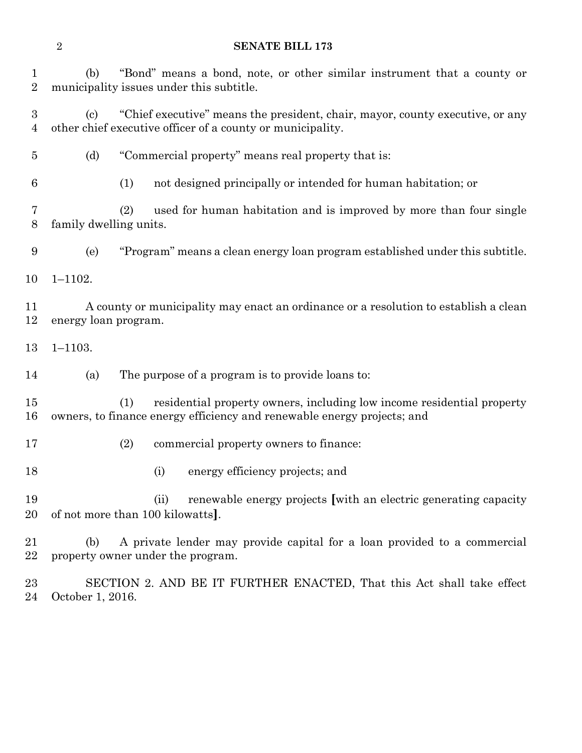(b) "Bond" means a bond, note, or other similar instrument that a county or municipality issues under this subtitle.

(c) "Chief executive" means the president, chair, mayor, county executive, or any other chief executive officer of a county or municipality.

(d) "Commercial property" means real property that is:

(1) not designed principally or intended for human habitation; or

(2) used for human habitation and is improved by more than four single family dwelling units.

(e) "Program" means a clean energy loan program established under this subtitle.

1–1102.

A county or municipality may enact an ordinance or a resolution to establish a clean energy loan program.

1–1103.

(a) The purpose of a program is to provide loans to:

(1) residential property owners, including low income residential property owners, to finance energy efficiency and renewable energy projects; and

(2) commercial property owners to finance:

(i) energy efficiency projects; and

(ii) renewable energy projects **[**with an electric generating capacity of not more than 100 kilowatts**]**.

(b) A private lender may provide capital for a loan provided to a commercial property owner under the program.

SECTION 2. AND BE IT FURTHER ENACTED, That this Act shall take effect October 1, 2016.